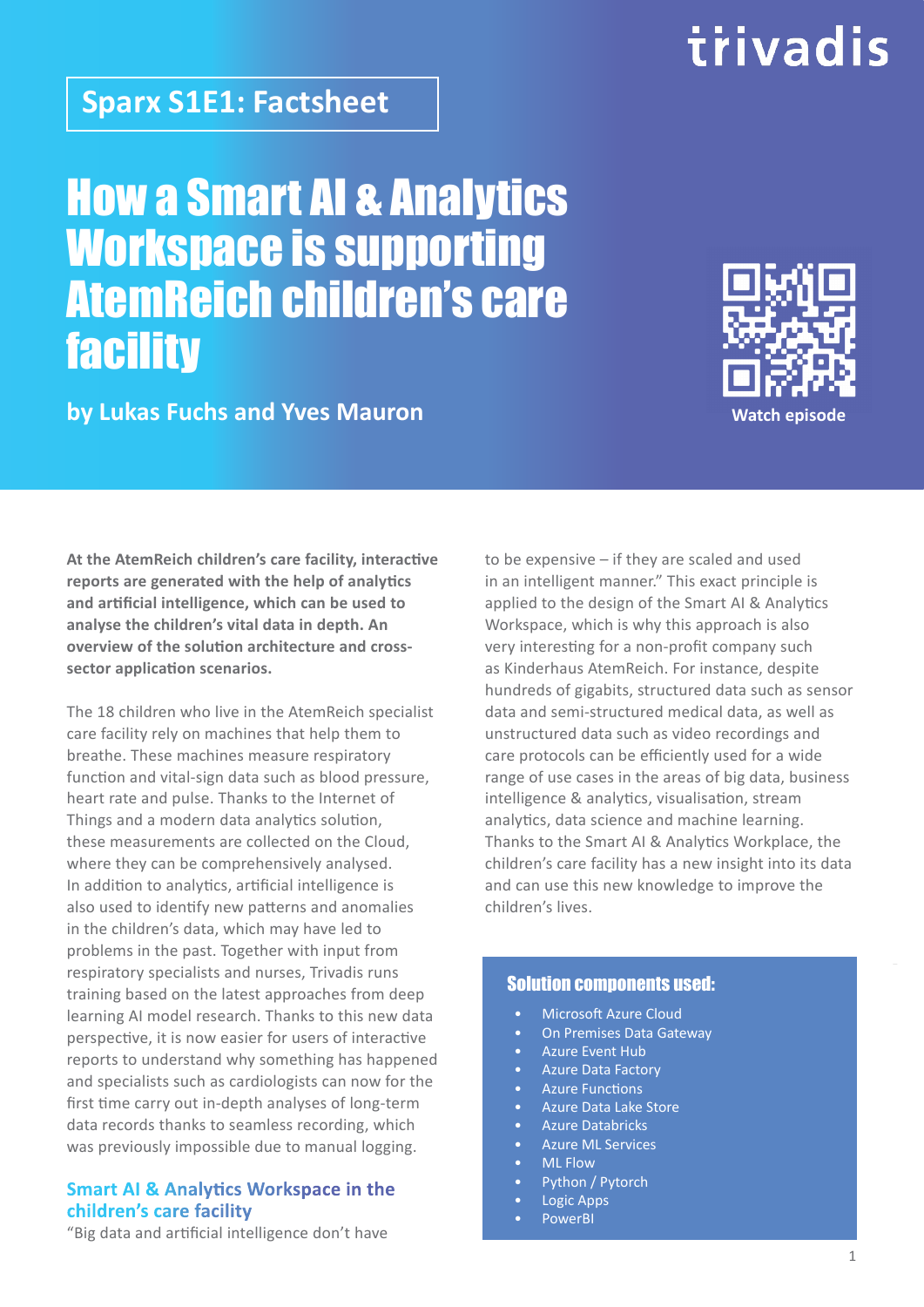Sparx S1E1: Factsheet

# How a Smart AI & Analytics Workspace is supporting AtemReich children's care facility

**by Lukas Fuchs and Yves Mauron**

Watch episode

**At the AtemReich children's care facility, interactive reports are generated with the help of analytics and artificial intelligence, which can be used to analyse the children's vital data in depth. An overview of the solution architecture and cross-sector application scenarios.**

The 18 children who live in the AtemReich specialist care facility rely on machines that help them to breathe. These machines measure respiratory function and vital-sign data such as blood pressure, heart rate and pulse. Thanks to the Internet of Things and a modern data analytics solution, these measurements are collected on the Cloud, where they can be comprehensively analysed. In addition to analytics, artificial intelligence is also used to identify new patterns and anomalies in the children's data, which may have led to problems in the past. Together with input from respiratory specialists and nurses, Trivadis runs training based on the latest approaches from deep learning AI model research. Thanks to this new data perspective, it is now easier for users of interactive reports to understand why something has happened and specialists such as cardiologists can now for the first time carry out in-depth analyses of long-term data records thanks to seamless recording, which was previously impossible due to manual logging.

## Smart AI & Analytics Workspace in the children's care facility

"Big data and artificial intelligence don't have to be expensive – if they are scaled and used in an intelligent manner." This exact principle is applied to the design of the Smart AI & Analytics Workspace, which is why this approach is also very interesting for a non-profit company such as Kinderhaus AtemReich. For instance, despite hundreds of gigabits, structured data such as sensor data and semi-structured medical data, as well as unstructured data such as video recordings and care protocols can be efficiently used for a wide range of use cases in the areas of big data, business intelligence & analytics, visualisation, stream analytics, data science and machine learning. Thanks to the Smart AI & Analytics Workplace, the children's care facility has a new insight into its data and can use this new knowledge to improve the children's lives.

### Solution components used:

- Microsoft Azure Cloud
- On Premises Data Gateway
- Azure Event Hub
- Azure Data Factory
- Azure Functions
- Azure Data Lake Store
- Azure Databricks
- Azure ML Services
- ML Flow
- Python / Pytorch
- Logic Apps
- PowerBI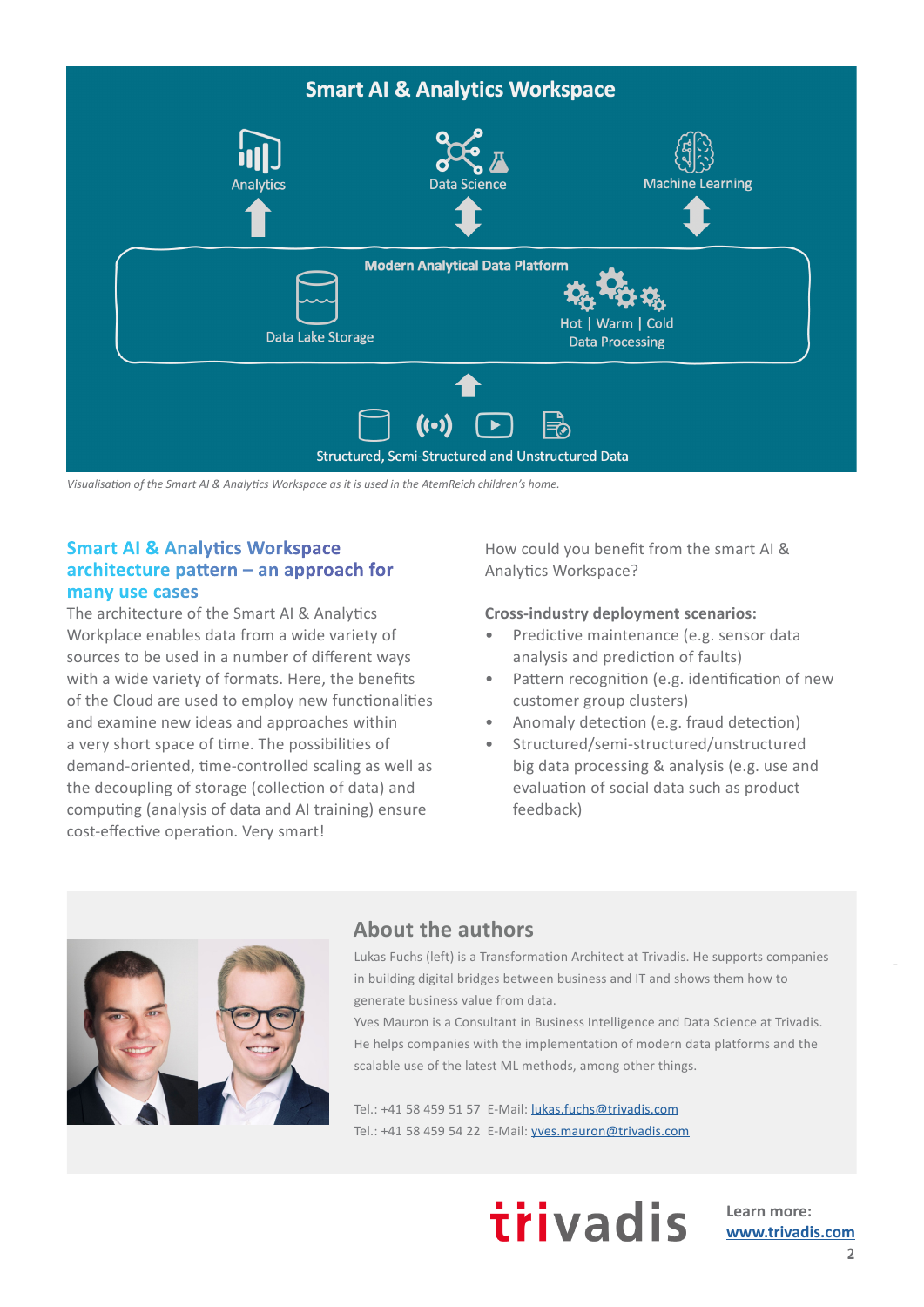Smart AI & Analytics Workspace

Analytics

Data Science

Machine Learning

Modern Analytical Data Platform

Data Lake Storage

Hot | Warm | Cold
Data Processing

Structured, Semi-Structured and Unstructured Data

*Visualisation of the Smart AI & Analytics Workspace as it is used in the AtemReich children's home.*

## Smart AI & Analytics Workspace architecture pattern – an approach for many use cases

The architecture of the Smart AI & Analytics Workplace enables data from a wide variety of sources to be used in a number of different ways with a wide variety of formats. Here, the benefits of the Cloud are used to employ new functionalities and examine new ideas and approaches within a very short space of time. The possibilities of demand-oriented, time-controlled scaling as well as the decoupling of storage (collection of data) and computing (analysis of data and AI training) ensure cost-effective operation. Very smart!

How could you benefit from the smart AI & Analytics Workspace?

**Cross-industry deployment scenarios:**

- Predictive maintenance (e.g. sensor data analysis and prediction of faults)
- Pattern recognition (e.g. identification of new customer group clusters)
- Anomaly detection (e.g. fraud detection)
- Structured/semi-structured/unstructured big data processing & analysis (e.g. use and evaluation of social data such as product feedback)

## About the authors

Lukas Fuchs (left) is a Transformation Architect at Trivadis. He supports companies in building digital bridges between business and IT and shows them how to generate business value from data.

Yves Mauron is a Consultant in Business Intelligence and Data Science at Trivadis. He helps companies with the implementation of modern data platforms and the scalable use of the latest ML methods, among other things.

Tel.: +41 58 459 51 57 E-Mail: lukas.fuchs@trivadis.com
Tel.: +41 58 459 54 22 E-Mail: yves.mauron@trivadis.com

trivadis

**Learn more:**
**www.trivadis.com**